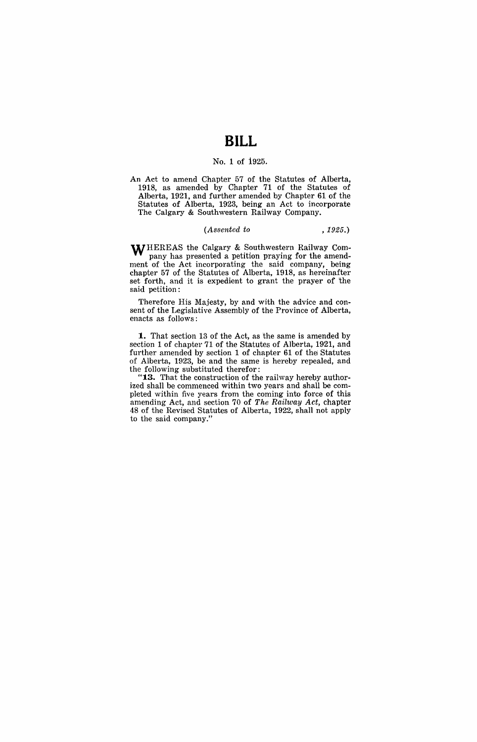# BILL

No. 1 of 1925.

An Act to amend Chapter 57 of the Statutes of Alberta, 1918, as amended by Chapter 71 of the Statutes of Alberta, 1921, and further amended by Chapter 61 of the Statutes of Alberta, 1923, being an Act to incorporate The Calgary & Southwestern Railway Company.

*(Assented to , 1925.)*

WHEREAS the Calgary & Southwestern Railway Company has presented a petition praying for the amendment of the Act incorporating the said company, being chapter 57 of the Statutes of Alberta, 1918, as hereinafter set forth, and it is expedient to grant the prayer of the said petition:

Therefore His Majesty, by and with the advice and consent of the Legislative Assembly of the Province of Alberta, enacts as follows:

**1.** That section 13 of the Act, as the same is amended by section 1 of chapter 71 of the Statutes of Alberta, 1921, and further amended by section 1 of chapter 61 of the Statutes of Alberta, 1923, be and the same is hereby repealed, and the following substituted therefor:

"**13.** That the construction of the railway hereby authorized shall be commenced within two years and shall be completed within five years from the coming into force of this amending Act, and section 70 of *The Railway Act*, chapter 48 of the Revised Statutes of Alberta, 1922, shall not apply to the said company."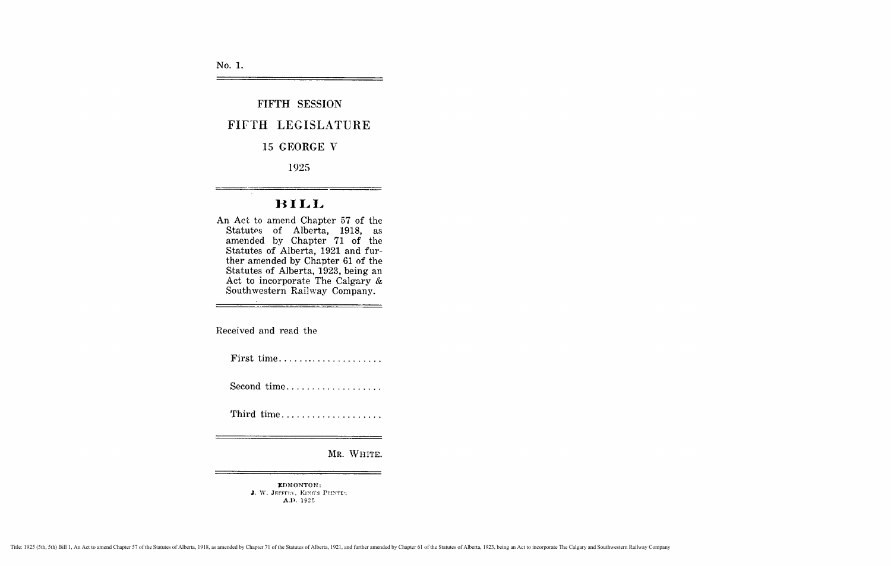No. 1.

FIFTH SESSION

FIFTH LEGISLATURE

15 GEORGE V

1925

# BILL

An Act to amend Chapter 57 of the Statutes of Alberta, 1918, as amended by Chapter 71 of the Statutes of Alberta, 1921 and further amended by Chapter 61 of the Statutes of Alberta, 1923, being an Act to incorporate The Calgary & Southwestern Railway Company.

Received and read the

First time....................

Second time....................

Third time....................

MR. WHITE.

EDMONTON:
J. W. JEFFERY, KING'S PRINTER
A.D. 1925

Title: 1925 (5th, 5th) Bill 1, An Act to amend Chapter 57 of the Statutes of Alberta, 1918, as amended by Chapter 71 of the Statutes of Alberta, 1921, and further amended by Chapter 61 of the Statutes of Alberta, 1923, being an Act to incorporate The Calgary and Southwestern Railway Company